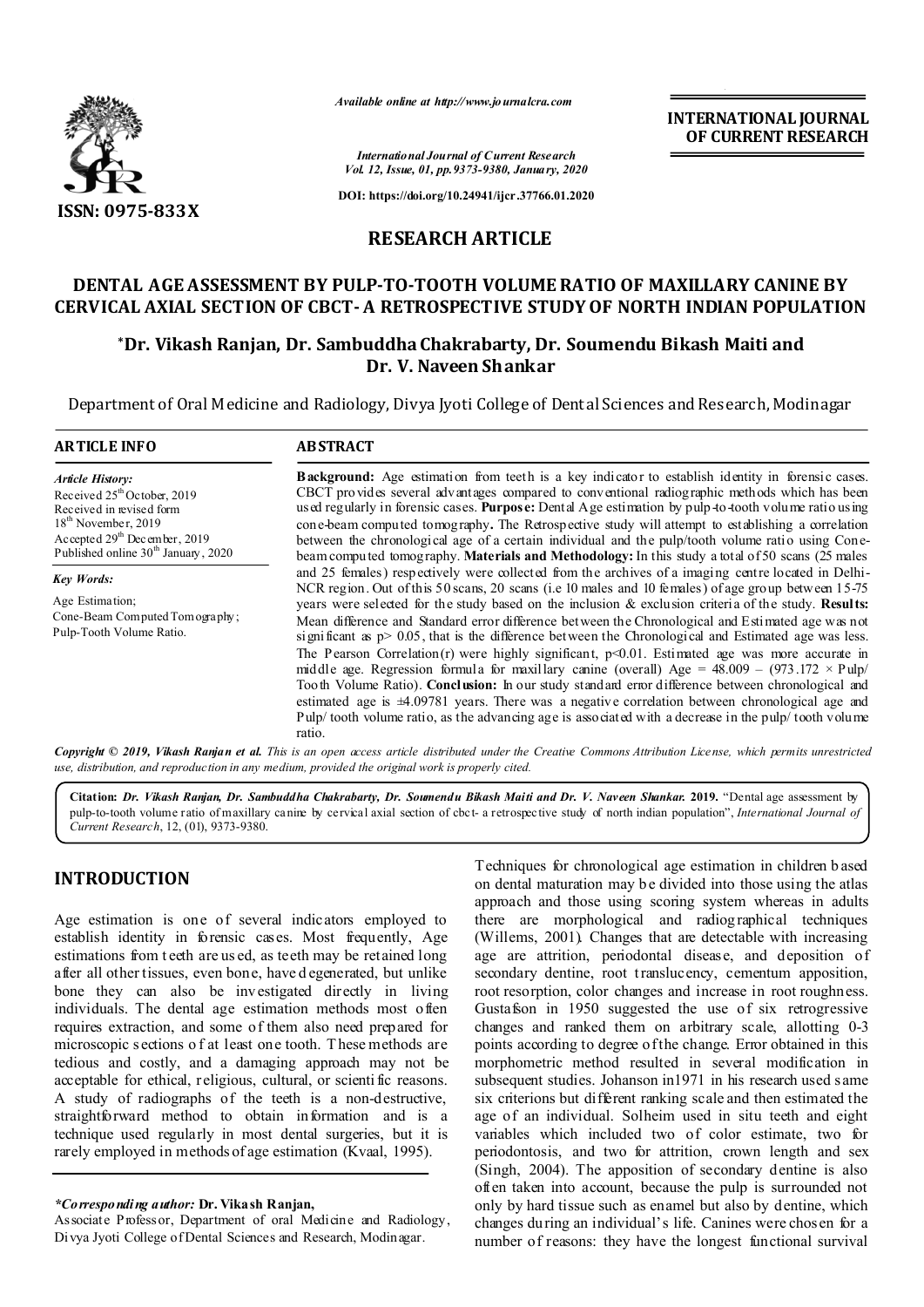*Available online at http://www.journalcra.com*

*International Journal of Current Research*
*Vol. 12, Issue, 01, pp.9373-9380, January, 2020*

**DOI: https://doi.org/10.24941/ijcr.37766.01.2020**

**ISSN: 0975-833X**

**INTERNATIONAL JOURNAL OF CURRENT RESEARCH**

## RESEARCH ARTICLE

# DENTAL AGE ASSESSMENT BY PULP-TO-TOOTH VOLUME RATIO OF MAXILLARY CANINE BY CERVICAL AXIAL SECTION OF CBCT- A RETROSPECTIVE STUDY OF NORTH INDIAN POPULATION

**\*Dr. Vikash Ranjan, Dr. Sambuddha Chakrabarty, Dr. Soumendu Bikash Maiti and Dr. V. Naveen Shankar**

Department of Oral Medicine and Radiology, Divya Jyoti College of Dental Sciences and Research, Modinagar

### ARTICLE INFO

*Article History:*
Received 25th October, 2019
Received in revised form
18th November, 2019
Accepted 29th December, 2019
Published online 30th January, 2020

*Key Words:*
Age Estimation;
Cone-Beam Computed Tomography;
Pulp-Tooth Volume Ratio.

### ABSTRACT

**Background:** Age estimation from teeth is a key indicator to establish identity in forensic cases. CBCT provides several advantages compared to conventional radiographic methods which has been used regularly in forensic cases. **Purpose:** Dental Age estimation by pulp-to-tooth volume ratio using cone-beam computed tomography**.** The Retrospective study will attempt to establishing a correlation between the chronological age of a certain individual and the pulp/tooth volume ratio using Cone-beam computed tomography. **Materials and Methodology:** In this study a total of 50 scans (25 males and 25 females) respectively were collected from the archives of a imaging centre located in Delhi-NCR region. Out of this 50 scans, 20 scans (i.e 10 males and 10 females) of age group between 15-75 years were selected for the study based on the inclusion & exclusion criteria of the study. **Results:** Mean difference and Standard error difference between the Chronological and Estimated age was not significant as p> 0.05, that is the difference between the Chronological and Estimated age was less. The Pearson Correlation(r) were highly significant, p<0.01. Estimated age was more accurate in middle age. Regression formula for maxillary canine (overall) Age = 48.009 – (973.172 × Pulp/ Tooth Volume Ratio). **Conclusion:** In our study standard error difference between chronological and estimated age is ±4.09781 years. There was a negative correlation between chronological age and Pulp/ tooth volume ratio, as the advancing age is associated with a decrease in the pulp/ tooth volume ratio.

***Copyright © 2019, Vikash Ranjan et al.*** *This is an open access article distributed under the Creative Commons Attribution License, which permits unrestricted use, distribution, and reproduction in any medium, provided the original work is properly cited.*

**Citation:** ***Dr. Vikash Ranjan, Dr. Sambuddha Chakrabarty, Dr. Soumendu Bikash Maiti and Dr. V. Naveen Shankar.*** **2019.** "Dental age assessment by pulp-to-tooth volume ratio of maxillary canine by cervical axial section of cbct- a retrospective study of north indian population", *International Journal of Current Research*, 12, (01), 9373-9380.

## INTRODUCTION

Age estimation is one of several indicators employed to establish identity in forensic cases. Most frequently, Age estimations from teeth are used, as teeth may be retained long after all other tissues, even bone, have degenerated, but unlike bone they can also be investigated directly in living individuals. The dental age estimation methods most often requires extraction, and some of them also need prepared for microscopic sections of at least one tooth. These methods are tedious and costly, and a damaging approach may not be acceptable for ethical, religious, cultural, or scientific reasons. A study of radiographs of the teeth is a non-destructive, straightforward method to obtain information and is a technique used regularly in most dental surgeries, but it is rarely employed in methods of age estimation (Kvaal, 1995).

Techniques for chronological age estimation in children based on dental maturation may be divided into those using the atlas approach and those using scoring system whereas in adults there are morphological and radiographical techniques (Willems, 2001). Changes that are detectable with increasing age are attrition, periodontal disease, and deposition of secondary dentine, root translucency, cementum apposition, root resorption, color changes and increase in root roughness. Gustafson in 1950 suggested the use of six retrogressive changes and ranked them on arbitrary scale, allotting 0-3 points according to degree of the change. Error obtained in this morphometric method resulted in several modification in subsequent studies. Johanson in1971 in his research used same six criterions but different ranking scale and then estimated the age of an individual. Solheim used in situ teeth and eight variables which included two of color estimate, two for periodontosis, and two for attrition, crown length and sex (Singh, 2004). The apposition of secondary dentine is also often taken into account, because the pulp is surrounded not only by hard tissue such as enamel but also by dentine, which changes during an individual's life. Canines were chosen for a number of reasons: they have the longest functional survival

*\*Corresponding author:* **Dr. Vikash Ranjan,**
Associate Professor, Department of oral Medicine and Radiology, Divya Jyoti College of Dental Sciences and Research, Modinagar.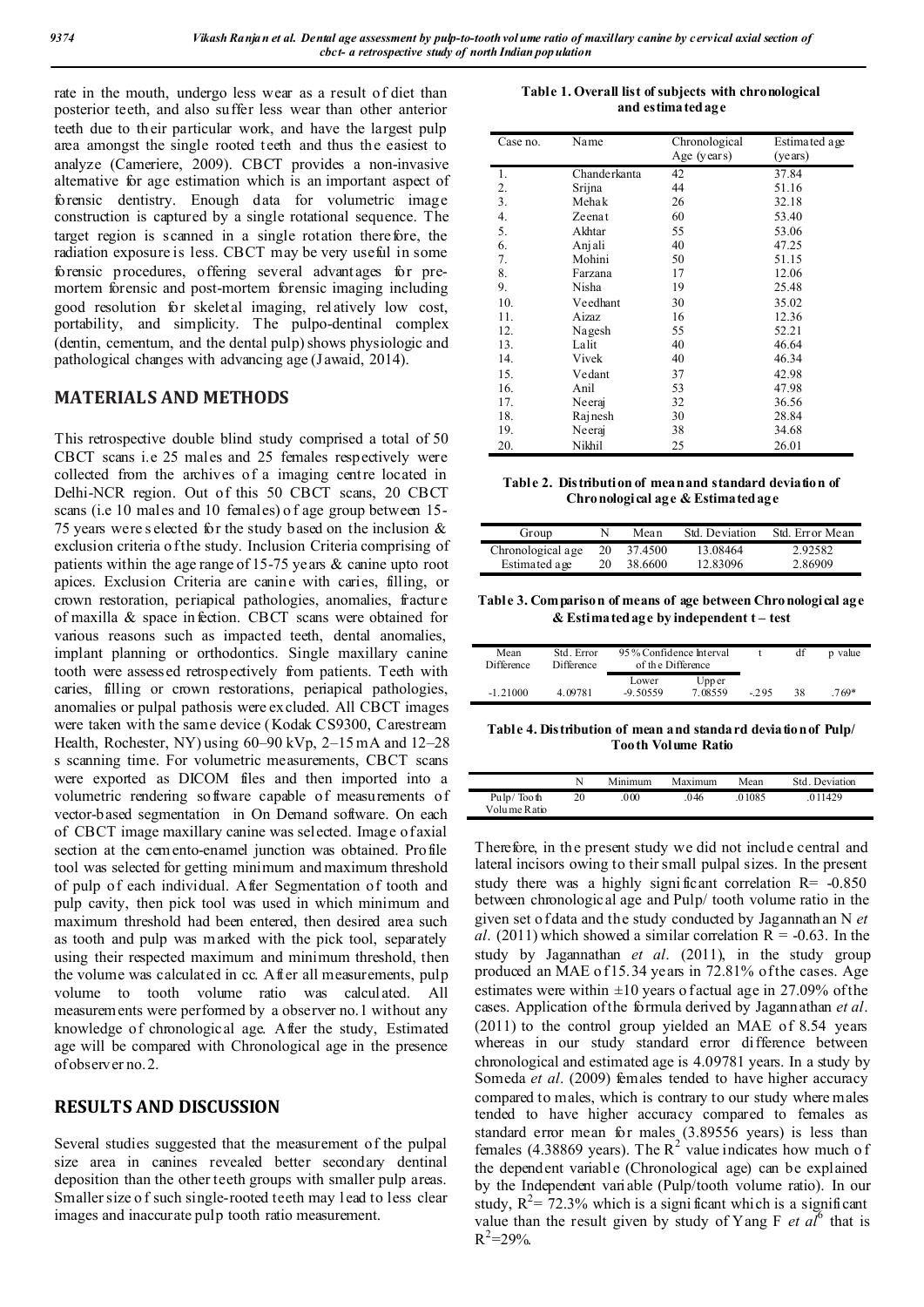rate in the mouth, undergo less wear as a result of diet than posterior teeth, and also suffer less wear than other anterior teeth due to their particular work, and have the largest pulp area amongst the single rooted teeth and thus the easiest to analyze (Cameriere, 2009). CBCT provides a non-invasive alternative for age estimation which is an important aspect of forensic dentistry. Enough data for volumetric image construction is captured by a single rotational sequence. The target region is scanned in a single rotation therefore, the radiation exposure is less. CBCT may be very useful in some forensic procedures, offering several advantages for pre-mortem forensic and post-mortem forensic imaging including good resolution for skeletal imaging, relatively low cost, portability, and simplicity. The pulpo-dentinal complex (dentin, cementum, and the dental pulp) shows physiologic and pathological changes with advancing age (Jawaid, 2014).

## MATERIALS AND METHODS

This retrospective double blind study comprised a total of 50 CBCT scans i.e 25 males and 25 females respectively were collected from the archives of a imaging centre located in Delhi-NCR region. Out of this 50 CBCT scans, 20 CBCT scans (i.e 10 males and 10 females) of age group between 15-75 years were selected for the study based on the inclusion & exclusion criteria of the study. Inclusion Criteria comprising of patients within the age range of 15-75 years & canine upto root apices. Exclusion Criteria are canine with caries, filling, or crown restoration, periapical pathologies, anomalies, fracture of maxilla & space infection. CBCT scans were obtained for various reasons such as impacted teeth, dental anomalies, implant planning or orthodontics. Single maxillary canine tooth were assessed retrospectively from patients. Teeth with caries, filling or crown restorations, periapical pathologies, anomalies or pulpal pathosis were excluded. All CBCT images were taken with the same device (Kodak CS9300, Carestream Health, Rochester, NY) using 60–90 kVp, 2–15 mA and 12–28 s scanning time. For volumetric measurements, CBCT scans were exported as DICOM files and then imported into a volumetric rendering software capable of measurements of vector-based segmentation in On Demand software. On each of CBCT image maxillary canine was selected. Image of axial section at the cemento-enamel junction was obtained. Profile tool was selected for getting minimum and maximum threshold of pulp of each individual. After Segmentation of tooth and pulp cavity, then pick tool was used in which minimum and maximum threshold had been entered, then desired area such as tooth and pulp was marked with the pick tool, separately using their respected maximum and minimum threshold, then the volume was calculated in cc. After all measurements, pulp volume to tooth volume ratio was calculated. All measurements were performed by a observer no.1 without any knowledge of chronological age. After the study, Estimated age will be compared with Chronological age in the presence of observer no.2.

## RESULTS AND DISCUSSION

Several studies suggested that the measurement of the pulpal size area in canines revealed better secondary dentinal deposition than the other teeth groups with smaller pulp areas. Smaller size of such single-rooted teeth may lead to less clear images and inaccurate pulp tooth ratio measurement.

**Table 1. Overall list of subjects with chronological and estimated age**

| Case no. | Name | Chronological Age (years) | Estimated age (years) |
|---|---|---|---|
| 1. | Chanderkanta | 42 | 37.84 |
| 2. | Srijna | 44 | 51.16 |
| 3. | Mehak | 26 | 32.18 |
| 4. | Zeenat | 60 | 53.40 |
| 5. | Akhtar | 55 | 53.06 |
| 6. | Anjali | 40 | 47.25 |
| 7. | Mohini | 50 | 51.15 |
| 8. | Farzana | 17 | 12.06 |
| 9. | Nisha | 19 | 25.48 |
| 10. | Veedhant | 30 | 35.02 |
| 11. | Aizaz | 16 | 12.36 |
| 12. | Nagesh | 55 | 52.21 |
| 13. | Lalit | 40 | 46.64 |
| 14. | Vivek | 40 | 46.34 |
| 15. | Vedant | 37 | 42.98 |
| 16. | Anil | 53 | 47.98 |
| 17. | Neeraj | 32 | 36.56 |
| 18. | Rajnesh | 30 | 28.84 |
| 19. | Neeraj | 38 | 34.68 |
| 20. | Nikhil | 25 | 26.01 |

**Table 2. Distribution of mean and standard deviation of Chronological age & Estimated age**

| Group | N | Mean | Std. Deviation | Std. Error Mean |
|---|---|---|---|---|
| Chronological age | 20 | 37.4500 | 13.08464 | 2.92582 |
| Estimated age | 20 | 38.6600 | 12.83096 | 2.86909 |

**Table 3. Comparison of means of age between Chronological age & Estimated age by independent t – test**

| Mean Difference | Std. Error Difference | 95% Confidence Interval of the Difference | | t | df | p value |
|---|---|---|---|---|---|---|
| | | Lower | Upper | | | |
| -1.21000 | 4.09781 | -9.50559 | 7.08559 | -.295 | 38 | .769* |

**Table 4. Distribution of mean and standard deviation of Pulp/ Tooth Volume Ratio**

| | N | Minimum | Maximum | Mean | Std. Deviation |
|---|---|---|---|---|---|
| Pulp/ Tooth Volume Ratio | 20 | .000 | .046 | .01085 | .011429 |

Therefore, in the present study we did not include central and lateral incisors owing to their small pulpal sizes. In the present study there was a highly significant correlation R= -0.850 between chronological age and Pulp/ tooth volume ratio in the given set of data and the study conducted by Jagannathan N *et al*. (2011) which showed a similar correlation R = -0.63. In the study by Jagannathan *et al*. (2011), in the study group produced an MAE of 15.34 years in 72.81% of the cases. Age estimates were within ±10 years of actual age in 27.09% of the cases. Application of the formula derived by Jagannathan *et al*. (2011) to the control group yielded an MAE of 8.54 years whereas in our study standard error difference between chronological and estimated age is 4.09781 years. In a study by Someda *et al*. (2009) females tended to have higher accuracy compared to males, which is contrary to our study where males tended to have higher accuracy compared to females as standard error mean for males (3.89556 years) is less than females (4.38869 years). The $R^2$ value indicates how much of the dependent variable (Chronological age) can be explained by the Independent variable (Pulp/tooth volume ratio). In our study, $R^2$= 72.3% which is a significant which is a significant value than the result given by study of Yang F *et al*[6] that is $R^2$=29%.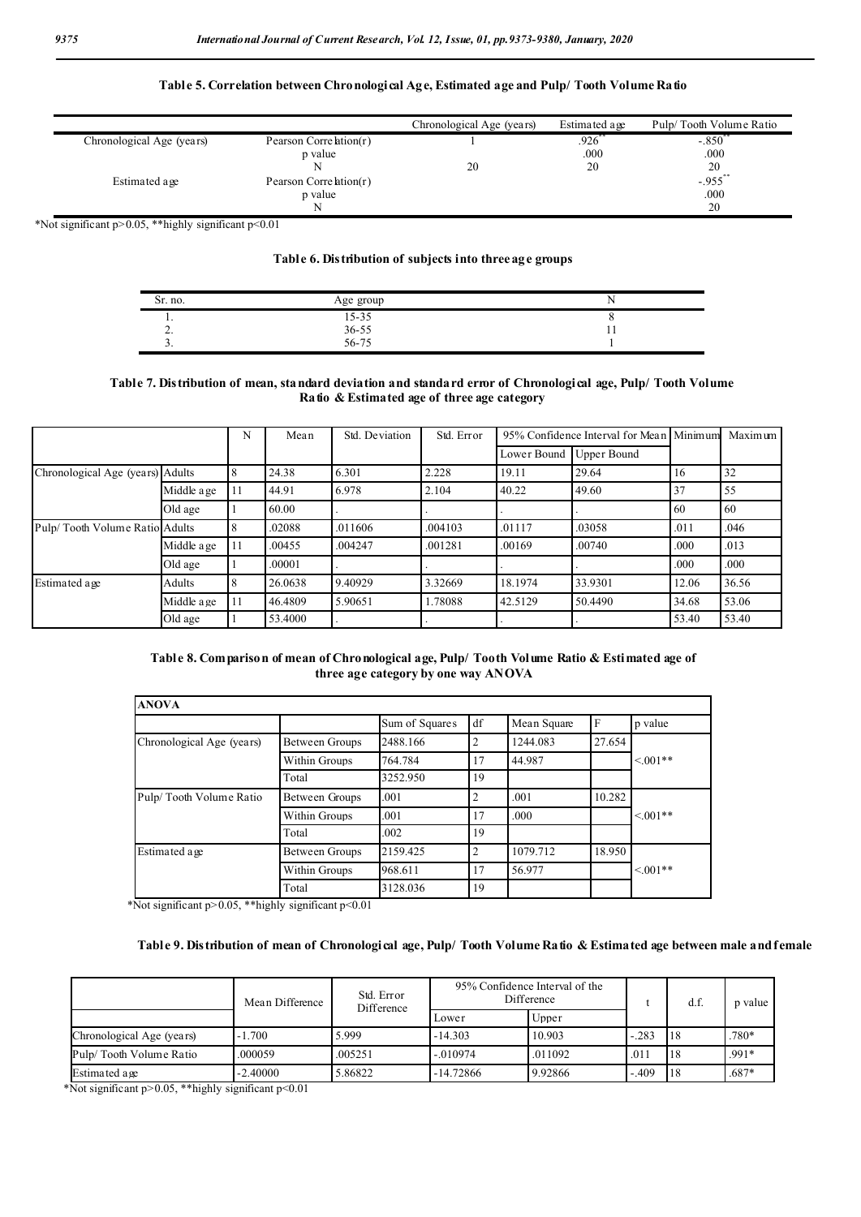**Table 5. Correlation between Chronological Age, Estimated age and Pulp/ Tooth Volume Ratio**

| | | Chronological Age (years) | Estimated age | Pulp/ Tooth Volume Ratio |
|---|---|---|---|---|
| Chronological Age (years) | Pearson Correlation(r) | 1 | .926** | -.850** |
| | p value | | .000 | .000 |
| | N | 20 | 20 | 20 |
| Estimated age | Pearson Correlation(r) | | | -.955** |
| | p value | | | .000 |
| | N | | | 20 |

*Not significant p>0.05, **highly significant p<0.01

**Table 6. Distribution of subjects into three age groups**

| Sr. no. | Age group | N |
|---|---|---|
| 1. | 15-35 | 8 |
| 2. | 36-55 | 11 |
| 3. | 56-75 | 1 |

**Table 7. Distribution of mean, standard deviation and standard error of Chronological age, Pulp/ Tooth Volume Ratio & Estimated age of three age category**

| | | N | Mean | Std. Deviation | Std. Error | 95% Confidence Interval for Mean | | Minimum | Maximum |
|---|---|---|---|---|---|---|---|---|---|
| | | | | | | Lower Bound | Upper Bound | | |
| Chronological Age (years) | Adults | 8 | 24.38 | 6.301 | 2.228 | 19.11 | 29.64 | 16 | 32 |
| | Middle age | 11 | 44.91 | 6.978 | 2.104 | 40.22 | 49.60 | 37 | 55 |
| | Old age | 1 | 60.00 | . | . | . | . | 60 | 60 |
| Pulp/ Tooth Volume Ratio | Adults | 8 | .02088 | .011606 | .004103 | .01117 | .03058 | .011 | .046 |
| | Middle age | 11 | .00455 | .004247 | .001281 | .00169 | .00740 | .000 | .013 |
| | Old age | 1 | .00001 | . | . | . | . | .000 | .000 |
| Estimated age | Adults | 8 | 26.0638 | 9.40929 | 3.32669 | 18.1974 | 33.9301 | 12.06 | 36.56 |
| | Middle age | 11 | 46.4809 | 5.90651 | 1.78088 | 42.5129 | 50.4490 | 34.68 | 53.06 |
| | Old age | 1 | 53.4000 | . | . | . | . | 53.40 | 53.40 |

**Table 8. Comparison of mean of Chronological age, Pulp/ Tooth Volume Ratio & Estimated age of three age category by one way ANOVA**

| ANOVA | | | | | | |
|---|---|---|---|---|---|---|
| | | Sum of Squares | df | Mean Square | F | p value |
| Chronological Age (years) | Between Groups | 2488.166 | 2 | 1244.083 | 27.654 | <.001** |
| | Within Groups | 764.784 | 17 | 44.987 | | |
| | Total | 3252.950 | 19 | | | |
| Pulp/ Tooth Volume Ratio | Between Groups | .001 | 2 | .001 | 10.282 | <.001** |
| | Within Groups | .001 | 17 | .000 | | |
| | Total | .002 | 19 | | | |
| Estimated age | Between Groups | 2159.425 | 2 | 1079.712 | 18.950 | <.001** |
| | Within Groups | 968.611 | 17 | 56.977 | | |
| | Total | 3128.036 | 19 | | | |

*Not significant p>0.05, **highly significant p<0.01

**Table 9. Distribution of mean of Chronological age, Pulp/ Tooth Volume Ratio & Estimated age between male and female**

| | Mean Difference | Std. Error Difference | 95% Confidence Interval of the Difference | | t | d.f. | p value |
|---|---|---|---|---|---|---|---|
| | | | Lower | Upper | | | |
| Chronological Age (years) | -1.700 | 5.999 | -14.303 | 10.903 | -.283 | 18 | .780* |
| Pulp/ Tooth Volume Ratio | .000059 | .005251 | -.010974 | .011092 | .011 | 18 | .991* |
| Estimated age | -2.40000 | 5.86822 | -14.72866 | 9.92866 | -.409 | 18 | .687* |

*Not significant p>0.05, **highly significant p<0.01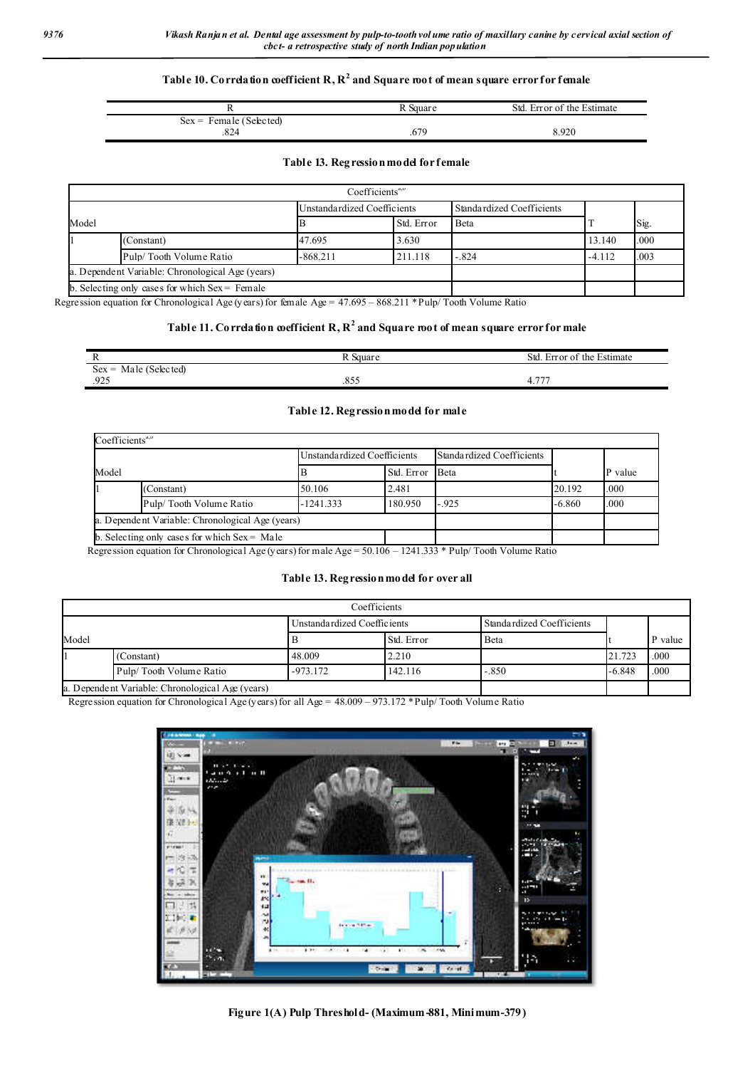**Table 10. Correlation coefficient R, $R^2$ and Square root of mean square error for female**

| R | R Square | Std. Error of the Estimate |
|---|---|---|
| Sex = Female (Selected) | | |
| .824 | .679 | 8.920 |

**Table 13. Regression model for female**

| Coefficients[a,b] | | | | | | |
|---|---|---|---|---|---|---|
| Model | | Unstandardized Coefficients | | Standardized Coefficients | T | Sig. |
| | | B | Std. Error | Beta | | |
| 1 | (Constant) | 47.695 | 3.630 | | 13.140 | .000 |
| | Pulp/ Tooth Volume Ratio | -868.211 | 211.118 | -.824 | -4.112 | .003 |
| a. Dependent Variable: Chronological Age (years) | | | | | | |
| b. Selecting only cases for which Sex = Female | | | | | | |

Regression equation for Chronological Age (years) for female Age = 47.695 – 868.211 * Pulp/ Tooth Volume Ratio

**Table 11. Correlation coefficient R, $R^2$ and Square root of mean square error for male**

| R | R Square | Std. Error of the Estimate |
|---|---|---|
| Sex = Male (Selected) | | |
| .925 | .855 | 4.777 |

**Table 12. Regression model for male**

| Coefficients[a,b] | | | | | | |
|---|---|---|---|---|---|---|
| Model | | Unstandardized Coefficients | | Standardized Coefficients | t | P value |
| | | B | Std. Error | Beta | | |
| 1 | (Constant) | 50.106 | 2.481 | | 20.192 | .000 |
| | Pulp/ Tooth Volume Ratio | -1241.333 | 180.950 | -.925 | -6.860 | .000 |
| a. Dependent Variable: Chronological Age (years) | | | | | | |
| b. Selecting only cases for which Sex = Male | | | | | | |

Regression equation for Chronological Age (years) for male Age = 50.106 – 1241.333 * Pulp/ Tooth Volume Ratio

**Table 13. Regression model for over all**

| Coefficients | | | | | | |
|---|---|---|---|---|---|---|
| Model | | Unstandardized Coefficients | | Standardized Coefficients | t | P value |
| | | B | Std. Error | Beta | | |
| 1 | (Constant) | 48.009 | 2.210 | | 21.723 | .000 |
| | Pulp/ Tooth Volume Ratio | -973.172 | 142.116 | -.850 | -6.848 | .000 |
| a. Dependent Variable: Chronological Age (years) | | | | | | |

Regression equation for Chronological Age (years) for all Age = 48.009 – 973.172 * Pulp/ Tooth Volume Ratio

**Figure 1(A) Pulp Threshold- (Maximum-881, Minimum-379)**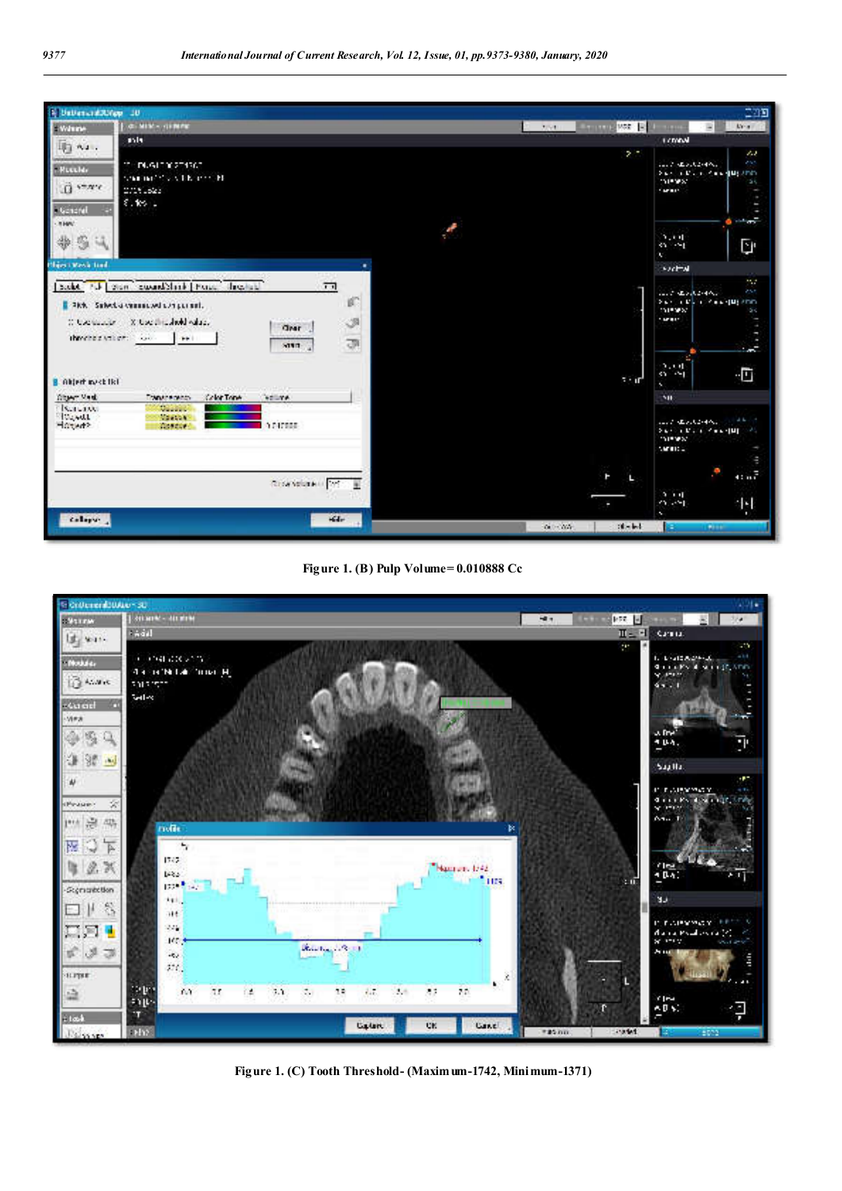Figure 1. (B) Pulp Volume= 0.010888 Cc

Figure 1. (C) Tooth Threshold- (Maximum-1742, Minimum-1371)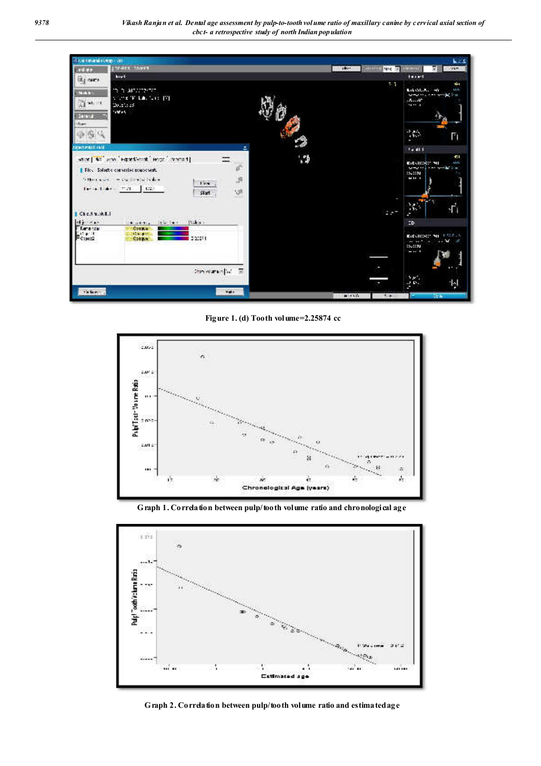Figure 1. (d) Tooth volume=2.25874 cc

Graph 1. Correlation between pulp/tooth volume ratio and chronological age

Graph 2. Correlation between pulp/tooth volume ratio and estimated age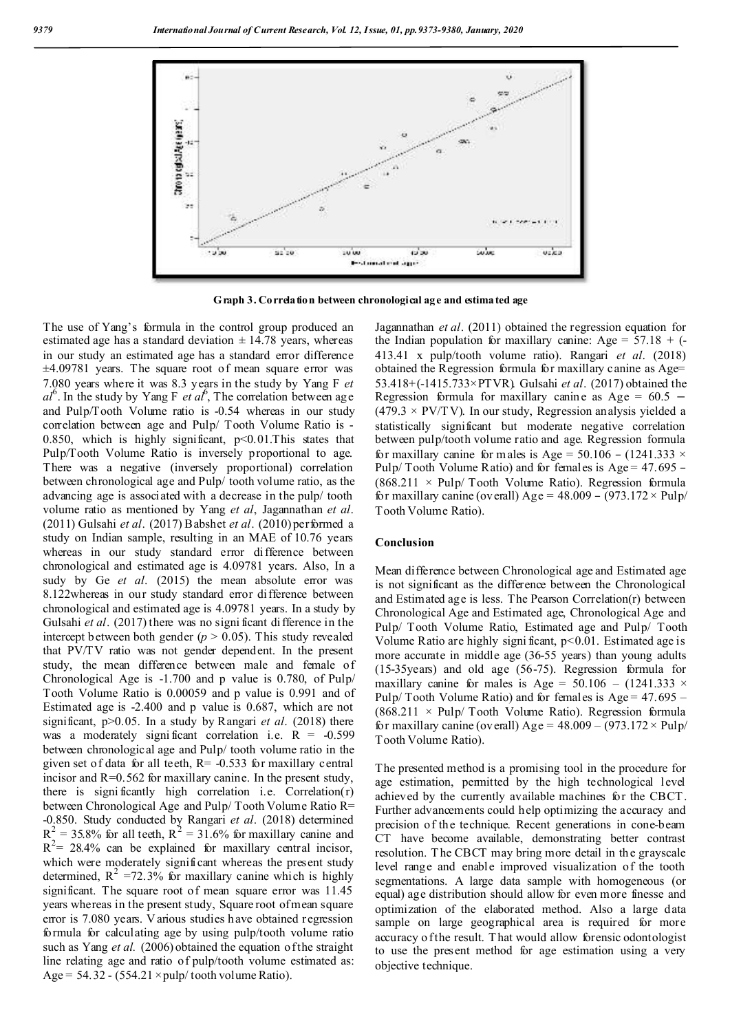**Graph 3. Correlation between chronological age and estimated age**

The use of Yang's formula in the control group produced an estimated age has a standard deviation ± 14.78 years, whereas in our study an estimated age has a standard error difference ±4.09781 years. The square root of mean square error was 7.080 years where it was 8.3 years in the study by Yang F *et al*[6]. In the study by Yang F *et al*[6], The correlation between age and Pulp/Tooth Volume ratio is -0.54 whereas in our study correlation between age and Pulp/ Tooth Volume Ratio is -0.850, which is highly significant, p<0.01.This states that Pulp/Tooth Volume Ratio is inversely proportional to age. There was a negative (inversely proportional) correlation between chronological age and Pulp/ tooth volume ratio, as the advancing age is associated with a decrease in the pulp/ tooth volume ratio as mentioned by Yang *et al*, Jagannathan *et al*. (2011) Gulsahi *et al*. (2017) Babshet *et al*. (2010) performed a study on Indian sample, resulting in an MAE of 10.76 years whereas in our study standard error difference between chronological and estimated age is 4.09781 years. Also, In a sudy by Ge *et al*. (2015) the mean absolute error was 8.122whereas in our study standard error difference between chronological and estimated age is 4.09781 years. In a study by Gulsahi *et al*. (2017) there was no significant difference in the intercept between both gender ($p > 0.05$). This study revealed that PV/TV ratio was not gender dependent. In the present study, the mean difference between male and female of Chronological Age is -1.700 and p value is 0.780, of Pulp/ Tooth Volume Ratio is 0.00059 and p value is 0.991 and of Estimated age is -2.400 and p value is 0.687, which are not significant, p>0.05. In a study by Rangari *et al*. (2018) there was a moderately significant correlation i.e. R = -0.599 between chronological age and Pulp/ tooth volume ratio in the given set of data for all teeth, R= -0.533 for maxillary central incisor and R=0.562 for maxillary canine. In the present study, there is significantly high correlation i.e. Correlation(r) between Chronological Age and Pulp/ Tooth Volume Ratio R= -0.850. Study conducted by Rangari *et al*. (2018) determined $R^2$ = 35.8% for all teeth, $R^2$ = 31.6% for maxillary canine and $R^2$= 28.4% can be explained for maxillary central incisor, which were moderately significant whereas the present study determined, $R^2$ =72.3% for maxillary canine which is highly significant. The square root of mean square error was 11.45 years whereas in the present study, Square root of mean square error is 7.080 years. Various studies have obtained regression formula for calculating age by using pulp/tooth volume ratio such as Yang *et al.* (2006) obtained the equation of the straight line relating age and ratio of pulp/tooth volume estimated as: Age = 54.32 - (554.21 × pulp/ tooth volume Ratio).

Jagannathan *et al*. (2011) obtained the regression equation for the Indian population for maxillary canine: Age = 57.18 + (-413.41 x pulp/tooth volume ratio). Rangari *et al*. (2018) obtained the Regression formula for maxillary canine as Age= 53.418+(-1415.733×PTVR). Gulsahi *et al*. (2017) obtained the Regression formula for maxillary canine as Age = 60.5 − (479.3 × PV/TV). In our study, Regression analysis yielded a statistically significant but moderate negative correlation between pulp/tooth volume ratio and age. Regression formula for maxillary canine for males is Age = 50.106 − (1241.333 × Pulp/ Tooth Volume Ratio) and for females is Age = 47.695 − (868.211 × Pulp/ Tooth Volume Ratio). Regression formula for maxillary canine (overall) Age = 48.009 − (973.172 × Pulp/ Tooth Volume Ratio).

## Conclusion

Mean difference between Chronological age and Estimated age is not significant as the difference between the Chronological and Estimated age is less. The Pearson Correlation(r) between Chronological Age and Estimated age, Chronological Age and Pulp/ Tooth Volume Ratio, Estimated age and Pulp/ Tooth Volume Ratio are highly significant, p<0.01. Estimated age is more accurate in middle age (36-55 years) than young adults (15-35years) and old age (56-75). Regression formula for maxillary canine for males is Age = 50.106 – (1241.333 × Pulp/ Tooth Volume Ratio) and for females is Age = 47.695 – (868.211 × Pulp/ Tooth Volume Ratio). Regression formula for maxillary canine (overall) Age = 48.009 – (973.172 × Pulp/ Tooth Volume Ratio).

The presented method is a promising tool in the procedure for age estimation, permitted by the high technological level achieved by the currently available machines for the CBCT. Further advancements could help optimizing the accuracy and precision of the technique. Recent generations in cone-beam CT have become available, demonstrating better contrast resolution. The CBCT may bring more detail in the grayscale level range and enable improved visualization of the tooth segmentations. A large data sample with homogeneous (or equal) age distribution should allow for even more finesse and optimization of the elaborated method. Also a large data sample on large geographical area is required for more accuracy of the result. That would allow forensic odontologist to use the present method for age estimation using a very objective technique.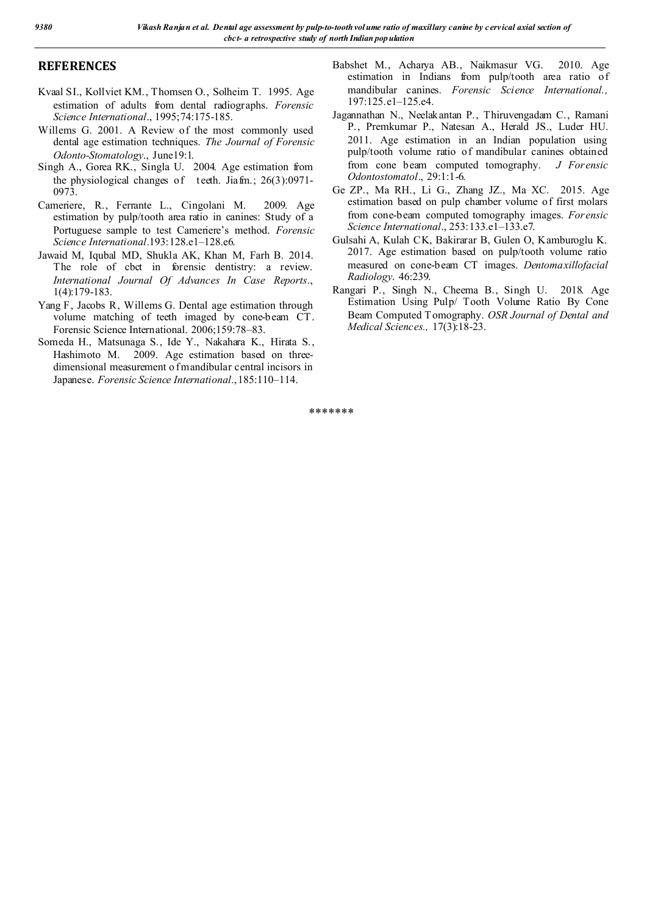## REFERENCES

Kvaal SI., Kollviet KM., Thomsen O., Solheim T. 1995. Age estimation of adults from dental radiographs. *Forensic Science International*., 1995;74:175-185.

Willems G. 2001. A Review of the most commonly used dental age estimation techniques. *The Journal of Forensic Odonto-Stomatology*., June19:1.

Singh A., Gorea RK., Singla U. 2004. Age estimation from the physiological changes of teeth. Jiafm.; 26(3):0971-0973.

Cameriere, R., Ferrante L., Cingolani M. 2009. Age estimation by pulp/tooth area ratio in canines: Study of a Portuguese sample to test Cameriere's method. *Forensic Science International*.193:128.e1–128.e6.

Jawaid M, Iqubal MD, Shukla AK, Khan M, Farh B. 2014. The role of cbct in forensic dentistry: a review. *International Journal Of Advances In Case Reports*., 1(4):179-183.

Yang F, Jacobs R, Willems G. Dental age estimation through volume matching of teeth imaged by cone-beam CT. Forensic Science International. 2006;159:78–83.

Someda H., Matsunaga S., Ide Y., Nakahara K., Hirata S., Hashimoto M. 2009. Age estimation based on three-dimensional measurement of mandibular central incisors in Japanese. *Forensic Science International*.,185:110–114.

Babshet M., Acharya AB., Naikmasur VG. 2010. Age estimation in Indians from pulp/tooth area ratio of mandibular canines. *Forensic Science International.,* 197:125.e1–125.e4.

Jagannathan N., Neelakantan P., Thiruvengadam C., Ramani P., Premkumar P., Natesan A., Herald JS., Luder HU. 2011. Age estimation in an Indian population using pulp/tooth volume ratio of mandibular canines obtained from cone beam computed tomography. *J Forensic Odontostomatol*., 29:1:1-6.

Ge ZP., Ma RH., Li G., Zhang JZ., Ma XC. 2015. Age estimation based on pulp chamber volume of first molars from cone-beam computed tomography images. *Forensic Science International*., 253:133.e1–133.e7.

Gulsahi A, Kulah CK, Bakirarar B, Gulen O, Kamburoglu K. 2017. Age estimation based on pulp/tooth volume ratio measured on cone-beam CT images. *Dentomaxillofacial Radiology*. 46:239.

Rangari P., Singh N., Cheema B., Singh U. 2018. Age Estimation Using Pulp/ Tooth Volume Ratio By Cone Beam Computed Tomography. *OSR Journal of Dental and Medical Sciences.,* 17(3):18-23.

\*\*\*\*\*\*\*